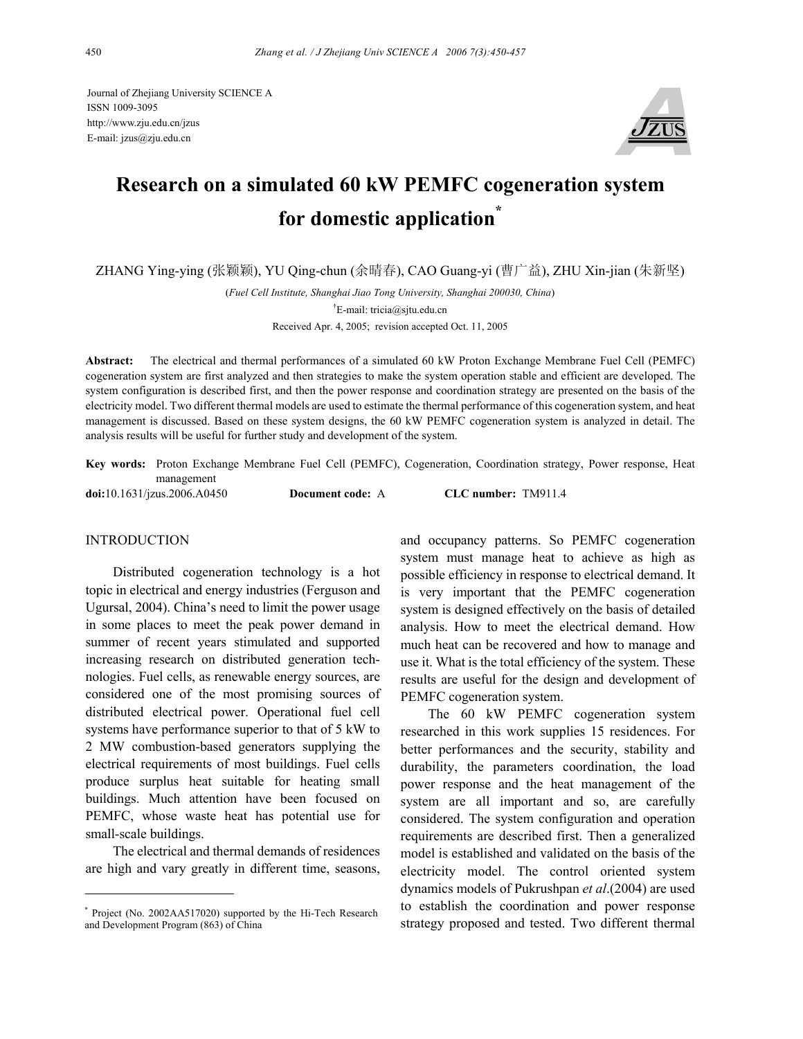Journal of Zhejiang University SCIENCE A
ISSN 1009-3095
http://www.zju.edu.cn/jzus
E-mail: jzus@zju.edu.cn

# Research on a simulated 60 kW PEMFC cogeneration system for domestic application*

ZHANG Ying-ying (张颖颖), YU Qing-chun (余晴春), CAO Guang-yi (曹广益), ZHU Xin-jian (朱新坚)

(*Fuel Cell Institute, Shanghai Jiao Tong University, Shanghai 200030, China*)

†E-mail: tricia@sjtu.edu.cn

Received Apr. 4, 2005; revision accepted Oct. 11, 2005

**Abstract:** The electrical and thermal performances of a simulated 60 kW Proton Exchange Membrane Fuel Cell (PEMFC) cogeneration system are first analyzed and then strategies to make the system operation stable and efficient are developed. The system configuration is described first, and then the power response and coordination strategy are presented on the basis of the electricity model. Two different thermal models are used to estimate the thermal performance of this cogeneration system, and heat management is discussed. Based on these system designs, the 60 kW PEMFC cogeneration system is analyzed in detail. The analysis results will be useful for further study and development of the system.

**Key words:** Proton Exchange Membrane Fuel Cell (PEMFC), Cogeneration, Coordination strategy, Power response, Heat management

**doi:**10.1631/jzus.2006.A0450 **Document code:** A **CLC number:** TM911.4

## INTRODUCTION

Distributed cogeneration technology is a hot topic in electrical and energy industries (Ferguson and Ugursal, 2004). China's need to limit the power usage in some places to meet the peak power demand in summer of recent years stimulated and supported increasing research on distributed generation technologies. Fuel cells, as renewable energy sources, are considered one of the most promising sources of distributed electrical power. Operational fuel cell systems have performance superior to that of 5 kW to 2 MW combustion-based generators supplying the electrical requirements of most buildings. Fuel cells produce surplus heat suitable for heating small buildings. Much attention have been focused on PEMFC, whose waste heat has potential use for small-scale buildings.

The electrical and thermal demands of residences are high and vary greatly in different time, seasons, and occupancy patterns. So PEMFC cogeneration system must manage heat to achieve as high as possible efficiency in response to electrical demand. It is very important that the PEMFC cogeneration system is designed effectively on the basis of detailed analysis. How to meet the electrical demand. How much heat can be recovered and how to manage and use it. What is the total efficiency of the system. These results are useful for the design and development of PEMFC cogeneration system.

The 60 kW PEMFC cogeneration system researched in this work supplies 15 residences. For better performances and the security, stability and durability, the parameters coordination, the load power response and the heat management of the system are all important and so, are carefully considered. The system configuration and operation requirements are described first. Then a generalized model is established and validated on the basis of the electricity model. The control oriented system dynamics models of Pukrushpan *et al*.(2004) are used to establish the coordination and power response strategy proposed and tested. Two different thermal

---

* Project (No. 2002AA517020) supported by the Hi-Tech Research and Development Program (863) of China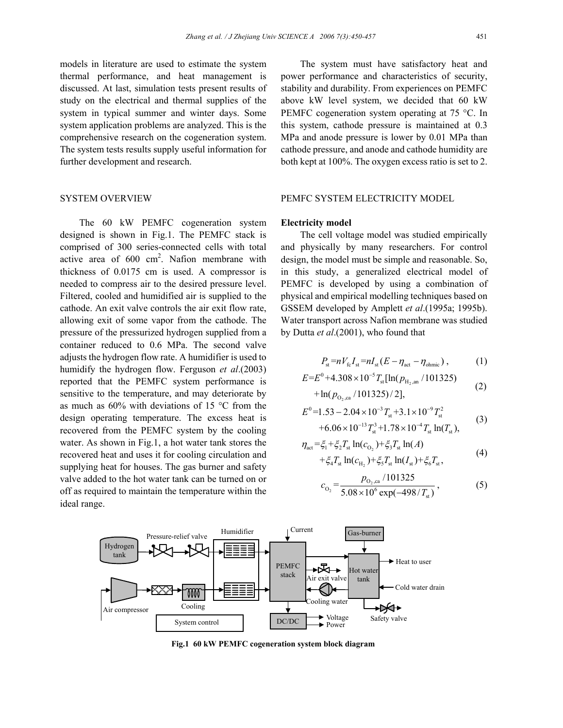models in literature are used to estimate the system thermal performance, and heat management is discussed. At last, simulation tests present results of study on the electrical and thermal supplies of the system in typical summer and winter days. Some system application problems are analyzed. This is the comprehensive research on the cogeneration system. The system tests results supply useful information for further development and research.

## SYSTEM OVERVIEW

The 60 kW PEMFC cogeneration system designed is shown in Fig.1. The PEMFC stack is comprised of 300 series-connected cells with total active area of 600 cm$^2$. Nafion membrane with thickness of 0.0175 cm is used. A compressor is needed to compress air to the desired pressure level. Filtered, cooled and humidified air is supplied to the cathode. An exit valve controls the air exit flow rate, allowing exit of some vapor from the cathode. The pressure of the pressurized hydrogen supplied from a container reduced to 0.6 MPa. The second valve adjusts the hydrogen flow rate. A humidifier is used to humidify the hydrogen flow. Ferguson *et al*.(2003) reported that the PEMFC system performance is sensitive to the temperature, and may deteriorate by as much as 60% with deviations of 15 °C from the design operating temperature. The excess heat is recovered from the PEMFC system by the cooling water. As shown in Fig.1, a hot water tank stores the recovered heat and uses it for cooling circulation and supplying heat for houses. The gas burner and safety valve added to the hot water tank can be turned on or off as required to maintain the temperature within the ideal range.

The system must have satisfactory heat and power performance and characteristics of security, stability and durability. From experiences on PEMFC above kW level system, we decided that 60 kW PEMFC cogeneration system operating at 75 °C. In this system, cathode pressure is maintained at 0.3 MPa and anode pressure is lower by 0.01 MPa than cathode pressure, and anode and cathode humidity are both kept at 100%. The oxygen excess ratio is set to 2.

## PEMFC SYSTEM ELECTRICITY MODEL

### Electricity model

The cell voltage model was studied empirically and physically by many researchers. For control design, the model must be simple and reasonable. So, in this study, a generalized electrical model of PEMFC is developed by using a combination of physical and empirical modelling techniques based on GSSEM developed by Amplett *et al*.(1995a; 1995b). Water transport across Nafion membrane was studied by Dutta *et al*.(2001), who found that

$$P_{\text{st}}=nV_{\text{fc}}I_{\text{st}}=nI_{\text{st}}(E-\eta_{\text{act}}-\eta_{\text{ohmic}}), \tag{1}$$

$$E=E^0+4.308\times10^{-5}T_{\text{st}}[\ln(p_{\text{H}_2,\text{an}}/101325)+\ln(p_{\text{O}_2,\text{ca}}/101325)/2], \tag{2}$$

$$E^0=1.53-2.04\times10^{-3}T_{\text{st}}+3.1\times10^{-9}T_{\text{st}}^2+6.06\times10^{-13}T_{\text{st}}^3+1.78\times10^{-4}T_{\text{st}}\ln(T_{\text{st}}), \tag{3}$$

$$\eta_{\text{act}}=\xi_1+\xi_2T_{\text{st}}\ln(c_{\text{O}_2})+\xi_3T_{\text{st}}\ln(A)+\xi_4T_{\text{st}}\ln(c_{\text{H}_2})+\xi_5T_{\text{st}}\ln(I_{\text{st}})+\xi_6T_{\text{st}}, \tag{4}$$

$$c_{\text{O}_2}=\frac{p_{\text{O}_2,\text{ca}}/101325}{5.08\times10^6\exp(-498/T_{\text{st}})}, \tag{5}$$

**Fig.1 60 kW PEMFC cogeneration system block diagram**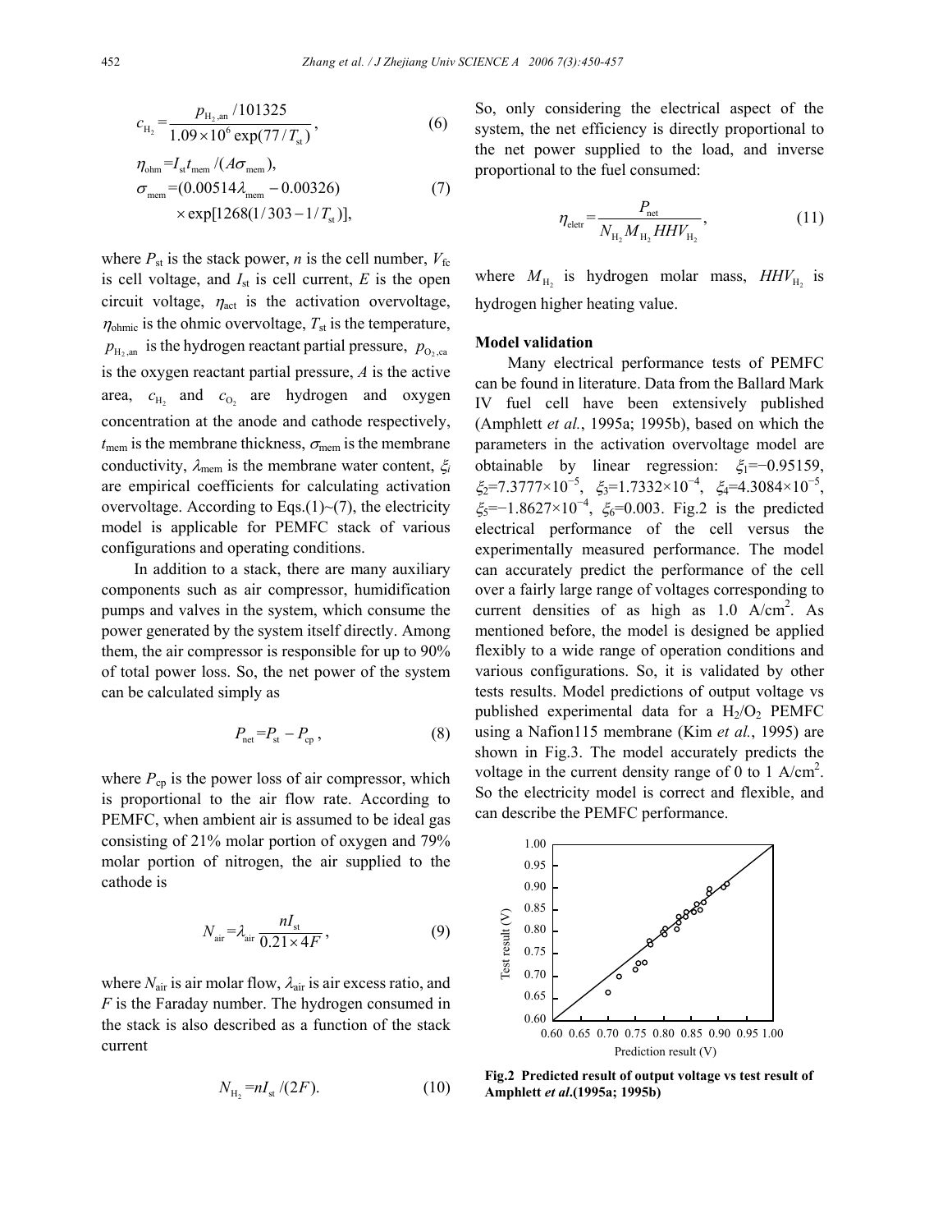$$c_{H_2} = \frac{p_{H_2,an}/101325}{1.09\times10^6 \exp(77/T_{st})}, \tag{6}$$

$$\eta_{ohm} = I_{st} t_{mem}/(A\sigma_{mem}),$$
$$\sigma_{mem} = (0.00514\lambda_{mem} - 0.00326) \times \exp[1268(1/303 - 1/T_{st})], \tag{7}$$

where $P_{st}$ is the stack power, $n$ is the cell number, $V_{fc}$ is cell voltage, and $I_{st}$ is cell current, $E$ is the open circuit voltage, $\eta_{act}$ is the activation overvoltage, $\eta_{ohmic}$ is the ohmic overvoltage, $T_{st}$ is the temperature, $p_{H_2,an}$ is the hydrogen reactant partial pressure, $p_{O_2,ca}$ is the oxygen reactant partial pressure, $A$ is the active area, $c_{H_2}$ and $c_{O_2}$ are hydrogen and oxygen concentration at the anode and cathode respectively, $t_{mem}$ is the membrane thickness, $\sigma_{mem}$ is the membrane conductivity, $\lambda_{mem}$ is the membrane water content, $\xi_i$ are empirical coefficients for calculating activation overvoltage. According to Eqs.(1)~(7), the electricity model is applicable for PEMFC stack of various configurations and operating conditions.

In addition to a stack, there are many auxiliary components such as air compressor, humidification pumps and valves in the system, which consume the power generated by the system itself directly. Among them, the air compressor is responsible for up to 90% of total power loss. So, the net power of the system can be calculated simply as

$$P_{net} = P_{st} - P_{cp}, \tag{8}$$

where $P_{cp}$ is the power loss of air compressor, which is proportional to the air flow rate. According to PEMFC, when ambient air is assumed to be ideal gas consisting of 21% molar portion of oxygen and 79% molar portion of nitrogen, the air supplied to the cathode is

$$N_{air} = \lambda_{air} \frac{nI_{st}}{0.21\times4F}, \tag{9}$$

where $N_{air}$ is air molar flow, $\lambda_{air}$ is air excess ratio, and $F$ is the Faraday number. The hydrogen consumed in the stack is also described as a function of the stack current

$$N_{H_2} = nI_{st}/(2F). \tag{10}$$

So, only considering the electrical aspect of the system, the net efficiency is directly proportional to the net power supplied to the load, and inverse proportional to the fuel consumed:

$$\eta_{eletr} = \frac{P_{net}}{N_{H_2} M_{H_2} HHV_{H_2}}, \tag{11}$$

where $M_{H_2}$ is hydrogen molar mass, $HHV_{H_2}$ is hydrogen higher heating value.

**Model validation**

Many electrical performance tests of PEMFC can be found in literature. Data from the Ballard Mark IV fuel cell have been extensively published (Amphlett *et al.*, 1995a; 1995b), based on which the parameters in the activation overvoltage model are obtainable by linear regression: $\xi_1=-0.95159$, $\xi_2=7.3777\times10^{-5}$, $\xi_3=1.7332\times10^{-4}$, $\xi_4=4.3084\times10^{-5}$, $\xi_5=-1.8627\times10^{-4}$, $\xi_6=0.003$. Fig.2 is the predicted electrical performance of the cell versus the experimentally measured performance. The model can accurately predict the performance of the cell over a fairly large range of voltages corresponding to current densities of as high as 1.0 A/cm$^2$. As mentioned before, the model is designed be applied flexibly to a wide range of operation conditions and various configurations. So, it is validated by other tests results. Model predictions of output voltage vs published experimental data for a $H_2/O_2$ PEMFC using a Nafion115 membrane (Kim *et al.*, 1995) are shown in Fig.3. The model accurately predicts the voltage in the current density range of 0 to 1 A/cm$^2$. So the electricity model is correct and flexible, and can describe the PEMFC performance.

**Fig.2 Predicted result of output voltage vs test result of Amphlett *et al.*(1995a; 1995b)**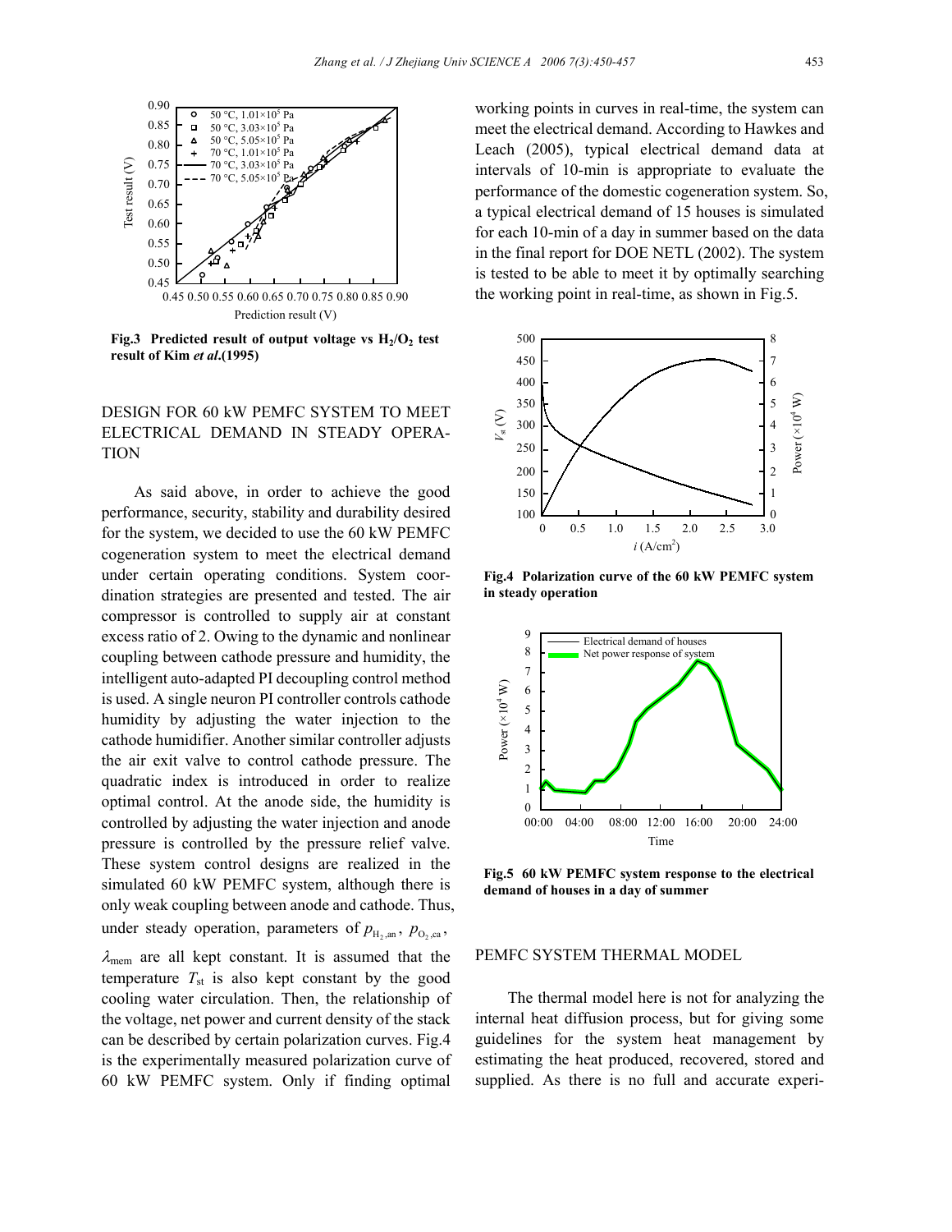Fig.3 **Predicted result of output voltage vs $H_2/O_2$ test result of Kim *et al*.(1995)**

## DESIGN FOR 60 kW PEMFC SYSTEM TO MEET ELECTRICAL DEMAND IN STEADY OPERATION

As said above, in order to achieve the good performance, security, stability and durability desired for the system, we decided to use the 60 kW PEMFC cogeneration system to meet the electrical demand under certain operating conditions. System coordination strategies are presented and tested. The air compressor is controlled to supply air at constant excess ratio of 2. Owing to the dynamic and nonlinear coupling between cathode pressure and humidity, the intelligent auto-adapted PI decoupling control method is used. A single neuron PI controller controls cathode humidity by adjusting the water injection to the cathode humidifier. Another similar controller adjusts the air exit valve to control cathode pressure. The quadratic index is introduced in order to realize optimal control. At the anode side, the humidity is controlled by adjusting the water injection and anode pressure is controlled by the pressure relief valve. These system control designs are realized in the simulated 60 kW PEMFC system, although there is only weak coupling between anode and cathode. Thus, under steady operation, parameters of $p_{H_2,an}$, $p_{O_2,ca}$, $\lambda_{mem}$ are all kept constant. It is assumed that the temperature $T_{st}$ is also kept constant by the good cooling water circulation. Then, the relationship of the voltage, net power and current density of the stack can be described by certain polarization curves. Fig.4 is the experimentally measured polarization curve of 60 kW PEMFC system. Only if finding optimal working points in curves in real-time, the system can meet the electrical demand. According to Hawkes and Leach (2005), typical electrical demand data at intervals of 10-min is appropriate to evaluate the performance of the domestic cogeneration system. So, a typical electrical demand of 15 houses is simulated for each 10-min of a day in summer based on the data in the final report for DOE NETL (2002). The system is tested to be able to meet it by optimally searching the working point in real-time, as shown in Fig.5.

**Fig.4 Polarization curve of the 60 kW PEMFC system in steady operation**

**Fig.5 60 kW PEMFC system response to the electrical demand of houses in a day of summer**

## PEMFC SYSTEM THERMAL MODEL

The thermal model here is not for analyzing the internal heat diffusion process, but for giving some guidelines for the system heat management by estimating the heat produced, recovered, stored and supplied. As there is no full and accurate experi-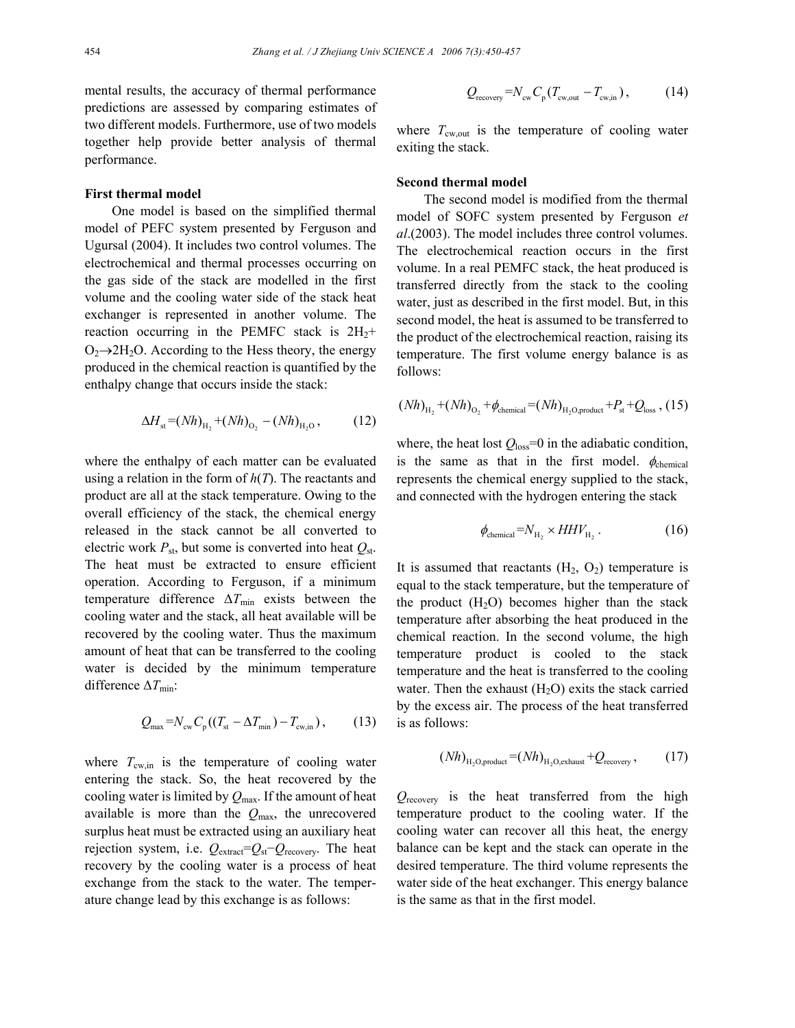mental results, the accuracy of thermal performance predictions are assessed by comparing estimates of two different models. Furthermore, use of two models together help provide better analysis of thermal performance.

**First thermal model**

One model is based on the simplified thermal model of PEFC system presented by Ferguson and Ugursal (2004). It includes two control volumes. The electrochemical and thermal processes occurring on the gas side of the stack are modelled in the first volume and the cooling water side of the stack heat exchanger is represented in another volume. The reaction occurring in the PEMFC stack is $2H_2 + O_2 \rightarrow 2H_2O$. According to the Hess theory, the energy produced in the chemical reaction is quantified by the enthalpy change that occurs inside the stack:

$$\Delta H_{st} = (Nh)_{H_2} + (Nh)_{O_2} - (Nh)_{H_2O}, \tag{12}$$

where the enthalpy of each matter can be evaluated using a relation in the form of $h(T)$. The reactants and product are all at the stack temperature. Owing to the overall efficiency of the stack, the chemical energy released in the stack cannot be all converted to electric work $P_{st}$, but some is converted into heat $Q_{st}$. The heat must be extracted to ensure efficient operation. According to Ferguson, if a minimum temperature difference $\Delta T_{min}$ exists between the cooling water and the stack, all heat available will be recovered by the cooling water. Thus the maximum amount of heat that can be transferred to the cooling water is decided by the minimum temperature difference $\Delta T_{min}$:

$$Q_{max} = N_{cw} C_p ((T_{st} - \Delta T_{min}) - T_{cw,in}), \tag{13}$$

where $T_{cw,in}$ is the temperature of cooling water entering the stack. So, the heat recovered by the cooling water is limited by $Q_{max}$. If the amount of heat available is more than the $Q_{max}$, the unrecovered surplus heat must be extracted using an auxiliary heat rejection system, i.e. $Q_{extract} = Q_{st} - Q_{recovery}$. The heat recovery by the cooling water is a process of heat exchange from the stack to the water. The temperature change lead by this exchange is as follows:

$$Q_{recovery} = N_{cw} C_p (T_{cw,out} - T_{cw,in}), \tag{14}$$

where $T_{cw,out}$ is the temperature of cooling water exiting the stack.

**Second thermal model**

The second model is modified from the thermal model of SOFC system presented by Ferguson *et al*.(2003). The model includes three control volumes. The electrochemical reaction occurs in the first volume. In a real PEMFC stack, the heat produced is transferred directly from the stack to the cooling water, just as described in the first model. But, in this second model, the heat is assumed to be transferred to the product of the electrochemical reaction, raising its temperature. The first volume energy balance is as follows:

$$(Nh)_{H_2} + (Nh)_{O_2} + \phi_{chemical} = (Nh)_{H_2O,product} + P_{st} + Q_{loss}, \tag{15}$$

where, the heat lost $Q_{loss}=0$ in the adiabatic condition, is the same as that in the first model. $\phi_{chemical}$ represents the chemical energy supplied to the stack, and connected with the hydrogen entering the stack

$$\phi_{chemical} = N_{H_2} \times HHV_{H_2}. \tag{16}$$

It is assumed that reactants ($H_2$, $O_2$) temperature is equal to the stack temperature, but the temperature of the product ($H_2O$) becomes higher than the stack temperature after absorbing the heat produced in the chemical reaction. In the second volume, the high temperature product is cooled to the stack temperature and the heat is transferred to the cooling water. Then the exhaust ($H_2O$) exits the stack carried by the excess air. The process of the heat transferred is as follows:

$$(Nh)_{H_2O,product} = (Nh)_{H_2O,exhaust} + Q_{recovery}, \tag{17}$$

$Q_{recovery}$ is the heat transferred from the high temperature product to the cooling water. If the cooling water can recover all this heat, the energy balance can be kept and the stack can operate in the desired temperature. The third volume represents the water side of the heat exchanger. This energy balance is the same as that in the first model.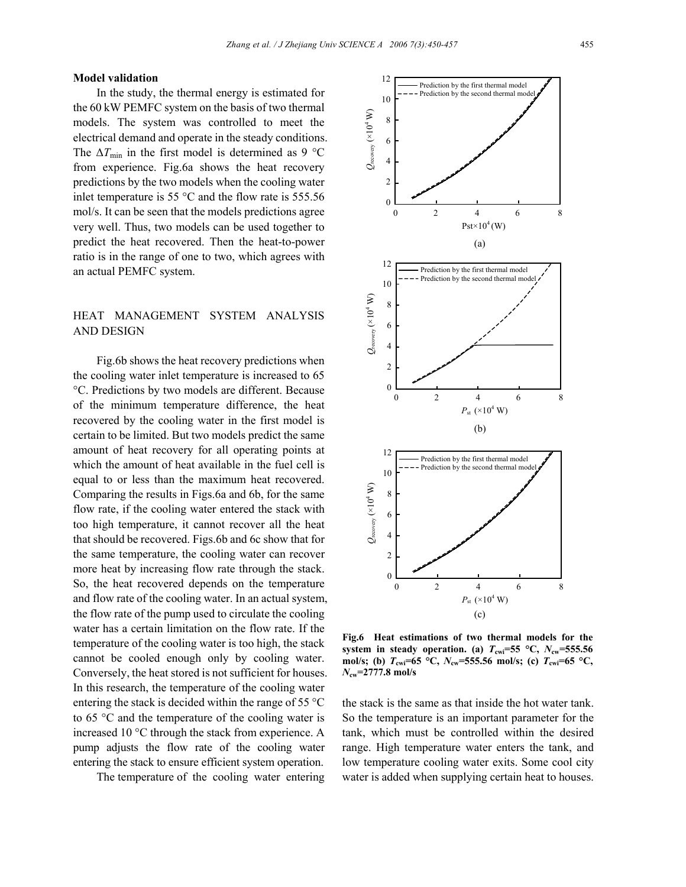### Model validation

In the study, the thermal energy is estimated for the 60 kW PEMFC system on the basis of two thermal models. The system was controlled to meet the electrical demand and operate in the steady conditions. The $\Delta T_{min}$ in the first model is determined as 9 °C from experience. Fig.6a shows the heat recovery predictions by the two models when the cooling water inlet temperature is 55 °C and the flow rate is 555.56 mol/s. It can be seen that the models predictions agree very well. Thus, two models can be used together to predict the heat recovered. Then the heat-to-power ratio is in the range of one to two, which agrees with an actual PEMFC system.

## HEAT MANAGEMENT SYSTEM ANALYSIS AND DESIGN

Fig.6b shows the heat recovery predictions when the cooling water inlet temperature is increased to 65 °C. Predictions by two models are different. Because of the minimum temperature difference, the heat recovered by the cooling water in the first model is certain to be limited. But two models predict the same amount of heat recovery for all operating points at which the amount of heat available in the fuel cell is equal to or less than the maximum heat recovered. Comparing the results in Figs.6a and 6b, for the same flow rate, if the cooling water entered the stack with too high temperature, it cannot recover all the heat that should be recovered. Figs.6b and 6c show that for the same temperature, the cooling water can recover more heat by increasing flow rate through the stack. So, the heat recovered depends on the temperature and flow rate of the cooling water. In an actual system, the flow rate of the pump used to circulate the cooling water has a certain limitation on the flow rate. If the temperature of the cooling water is too high, the stack cannot be cooled enough only by cooling water. Conversely, the heat stored is not sufficient for houses. In this research, the temperature of the cooling water entering the stack is decided within the range of 55 °C to 65 °C and the temperature of the cooling water is increased 10 °C through the stack from experience. A pump adjusts the flow rate of the cooling water entering the stack to ensure efficient system operation.

The temperature of the cooling water entering the stack is the same as that inside the hot water tank. So the temperature is an important parameter for the tank, which must be controlled within the desired range. High temperature water enters the tank, and low temperature cooling water exits. Some cool city water is added when supplying certain heat to houses.

**Fig.6 Heat estimations of two thermal models for the system in steady operation. (a) $T_{cwi}$=55 °C, $N_{cw}$=555.56 mol/s; (b) $T_{cwi}$=65 °C, $N_{cw}$=555.56 mol/s; (c) $T_{cwi}$=65 °C, $N_{cw}$=2777.8 mol/s**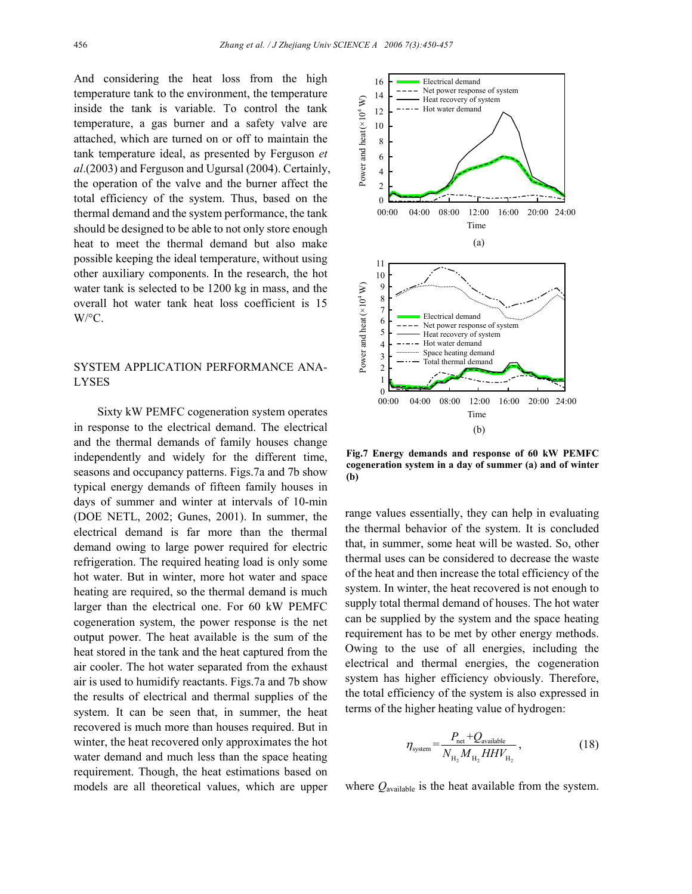And considering the heat loss from the high temperature tank to the environment, the temperature inside the tank is variable. To control the tank temperature, a gas burner and a safety valve are attached, which are turned on or off to maintain the tank temperature ideal, as presented by Ferguson *et al*.(2003) and Ferguson and Ugursal (2004). Certainly, the operation of the valve and the burner affect the total efficiency of the system. Thus, based on the thermal demand and the system performance, the tank should be designed to be able to not only store enough heat to meet the thermal demand but also make possible keeping the ideal temperature, without using other auxiliary components. In the research, the hot water tank is selected to be 1200 kg in mass, and the overall hot water tank heat loss coefficient is 15 W/°C.

## SYSTEM APPLICATION PERFORMANCE ANALYSES

Sixty kW PEMFC cogeneration system operates in response to the electrical demand. The electrical and the thermal demands of family houses change independently and widely for the different time, seasons and occupancy patterns. Figs.7a and 7b show typical energy demands of fifteen family houses in days of summer and winter at intervals of 10-min (DOE NETL, 2002; Gunes, 2001). In summer, the electrical demand is far more than the thermal demand owing to large power required for electric refrigeration. The required heating load is only some hot water. But in winter, more hot water and space heating are required, so the thermal demand is much larger than the electrical one. For 60 kW PEMFC cogeneration system, the power response is the net output power. The heat available is the sum of the heat stored in the tank and the heat captured from the air cooler. The hot water separated from the exhaust air is used to humidify reactants. Figs.7a and 7b show the results of electrical and thermal supplies of the system. It can be seen that, in summer, the heat recovered is much more than houses required. But in winter, the heat recovered only approximates the hot water demand and much less than the space heating requirement. Though, the heat estimations based on models are all theoretical values, which are upper range values essentially, they can help in evaluating the thermal behavior of the system. It is concluded that, in summer, some heat will be wasted. So, other thermal uses can be considered to decrease the waste of the heat and then increase the total efficiency of the system. In winter, the heat recovered is not enough to supply total thermal demand of houses. The hot water can be supplied by the system and the space heating requirement has to be met by other energy methods. Owing to the use of all energies, including the electrical and thermal energies, the cogeneration system has higher efficiency obviously. Therefore, the total efficiency of the system is also expressed in terms of the higher heating value of hydrogen:

**Fig.7 Energy demands and response of 60 kW PEMFC cogeneration system in a day of summer (a) and of winter (b)**

$$\eta_{\text{system}} = \frac{P_{\text{net}} + Q_{\text{available}}}{N_{\text{H}_2} M_{\text{H}_2} HHV_{\text{H}_2}}, \tag{18}$$

where $Q_{\text{available}}$ is the heat available from the system.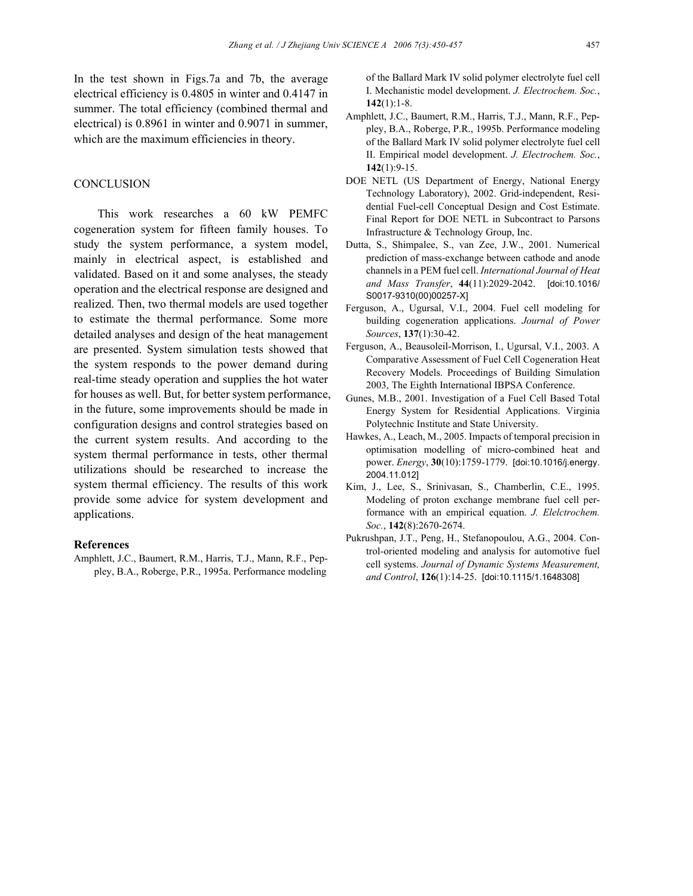In the test shown in Figs.7a and 7b, the average electrical efficiency is 0.4805 in winter and 0.4147 in summer. The total efficiency (combined thermal and electrical) is 0.8961 in winter and 0.9071 in summer, which are the maximum efficiencies in theory.

## CONCLUSION

This work researches a 60 kW PEMFC cogeneration system for fifteen family houses. To study the system performance, a system model, mainly in electrical aspect, is established and validated. Based on it and some analyses, the steady operation and the electrical response are designed and realized. Then, two thermal models are used together to estimate the thermal performance. Some more detailed analyses and design of the heat management are presented. System simulation tests showed that the system responds to the power demand during real-time steady operation and supplies the hot water for houses as well. But, for better system performance, in the future, some improvements should be made in configuration designs and control strategies based on the current system results. And according to the system thermal performance in tests, other thermal utilizations should be researched to increase the system thermal efficiency. The results of this work provide some advice for system development and applications.

### References

Amphlett, J.C., Baumert, R.M., Harris, T.J., Mann, R.F., Peppley, B.A., Roberge, P.R., 1995a. Performance modeling of the Ballard Mark IV solid polymer electrolyte fuel cell I. Mechanistic model development. *J. Electrochem. Soc.*, **142**(1):1-8.

Amphlett, J.C., Baumert, R.M., Harris, T.J., Mann, R.F., Peppley, B.A., Roberge, P.R., 1995b. Performance modeling of the Ballard Mark IV solid polymer electrolyte fuel cell II. Empirical model development. *J. Electrochem. Soc.*, **142**(1):9-15.

DOE NETL (US Department of Energy, National Energy Technology Laboratory), 2002. Grid-independent, Residential Fuel-cell Conceptual Design and Cost Estimate. Final Report for DOE NETL in Subcontract to Parsons Infrastructure & Technology Group, Inc.

Dutta, S., Shimpalee, S., van Zee, J.W., 2001. Numerical prediction of mass-exchange between cathode and anode channels in a PEM fuel cell. *International Journal of Heat and Mass Transfer*, **44**(11):2029-2042. [doi:10.1016/S0017-9310(00)00257-X]

Ferguson, A., Ugursal, V.I., 2004. Fuel cell modeling for building cogeneration applications. *Journal of Power Sources*, **137**(1):30-42.

Ferguson, A., Beausoleil-Morrison, I., Ugursal, V.I., 2003. A Comparative Assessment of Fuel Cell Cogeneration Heat Recovery Models. Proceedings of Building Simulation 2003, The Eighth International IBPSA Conference.

Gunes, M.B., 2001. Investigation of a Fuel Cell Based Total Energy System for Residential Applications. Virginia Polytechnic Institute and State University.

Hawkes, A., Leach, M., 2005. Impacts of temporal precision in optimisation modelling of micro-combined heat and power. *Energy*, **30**(10):1759-1779. [doi:10.1016/j.energy.2004.11.012]

Kim, J., Lee, S., Srinivasan, S., Chamberlin, C.E., 1995. Modeling of proton exchange membrane fuel cell performance with an empirical equation. *J. Elelctrochem. Soc.*, **142**(8):2670-2674.

Pukrushpan, J.T., Peng, H., Stefanopoulou, A.G., 2004. Control-oriented modeling and analysis for automotive fuel cell systems. *Journal of Dynamic Systems Measurement, and Control*, **126**(1):14-25. [doi:10.1115/1.1648308]